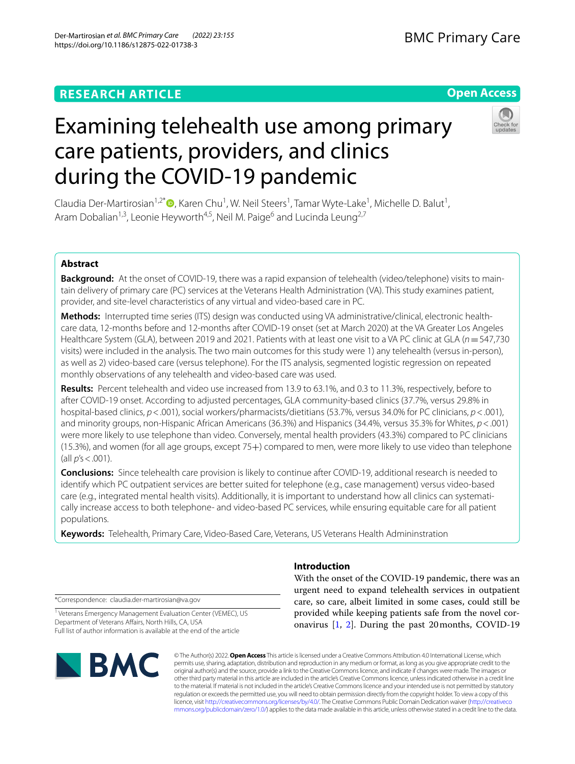**RESEARCH ARTICLE**

**Open Access**

# Examining telehealth use among primary care patients, providers, and clinics during the COVID-19 pandemic

Claudia Der-Martirosian[1,2*], Karen Chu[1], W. Neil Steers[1], Tamar Wyte-Lake[1], Michelle D. Balut[1], Aram Dobalian[1,3], Leonie Heyworth[4,5], Neil M. Paige[6] and Lucinda Leung[2,7]

## Abstract

**Background:** At the onset of COVID-19, there was a rapid expansion of telehealth (video/telephone) visits to maintain delivery of primary care (PC) services at the Veterans Health Administration (VA). This study examines patient, provider, and site-level characteristics of any virtual and video-based care in PC.

**Methods:** Interrupted time series (ITS) design was conducted using VA administrative/clinical, electronic healthcare data, 12-months before and 12-months after COVID-19 onset (set at March 2020) at the VA Greater Los Angeles Healthcare System (GLA), between 2019 and 2021. Patients with at least one visit to a VA PC clinic at GLA ($n = 547{,}730$ visits) were included in the analysis. The two main outcomes for this study were 1) any telehealth (versus in-person), as well as 2) video-based care (versus telephone). For the ITS analysis, segmented logistic regression on repeated monthly observations of any telehealth and video-based care was used.

**Results:** Percent telehealth and video use increased from 13.9 to 63.1%, and 0.3 to 11.3%, respectively, before to after COVID-19 onset. According to adjusted percentages, GLA community-based clinics (37.7%, versus 29.8% in hospital-based clinics, $p < .001$), social workers/pharmacists/dietitians (53.7%, versus 34.0% for PC clinicians, $p < .001$), and minority groups, non-Hispanic African Americans (36.3%) and Hispanics (34.4%, versus 35.3% for Whites, $p < .001$) were more likely to use telephone than video. Conversely, mental health providers (43.3%) compared to PC clinicians (15.3%), and women (for all age groups, except 75+) compared to men, were more likely to use video than telephone (all $p$'s $< .001$).

**Conclusions:** Since telehealth care provision is likely to continue after COVID-19, additional research is needed to identify which PC outpatient services are better suited for telephone (e.g., case management) versus video-based care (e.g., integrated mental health visits). Additionally, it is important to understand how all clinics can systematically increase access to both telephone- and video-based PC services, while ensuring equitable care for all patient populations.

**Keywords:** Telehealth, Primary Care, Video-Based Care, Veterans, US Veterans Health Admininstration

## Introduction

With the onset of the COVID-19 pandemic, there was an urgent need to expand telehealth services in outpatient care, so care, albeit limited in some cases, could still be provided while keeping patients safe from the novel coronavirus [1, 2]. During the past 20 months, COVID-19

*Correspondence: claudia.der-martirosian@va.gov

[1] Veterans Emergency Management Evaluation Center (VEMEC), US Department of Veterans Affairs, North Hills, CA, USA

Full list of author information is available at the end of the article

© The Author(s) 2022. **Open Access** This article is licensed under a Creative Commons Attribution 4.0 International License, which permits use, sharing, adaptation, distribution and reproduction in any medium or format, as long as you give appropriate credit to the original author(s) and the source, provide a link to the Creative Commons licence, and indicate if changes were made. The images or other third party material in this article are included in the article's Creative Commons licence, unless indicated otherwise in a credit line to the material. If material is not included in the article's Creative Commons licence and your intended use is not permitted by statutory regulation or exceeds the permitted use, you will need to obtain permission directly from the copyright holder. To view a copy of this licence, visit http://creativecommons.org/licenses/by/4.0/. The Creative Commons Public Domain Dedication waiver (http://creativecommons.org/publicdomain/zero/1.0/) applies to the data made available in this article, unless otherwise stated in a credit line to the data.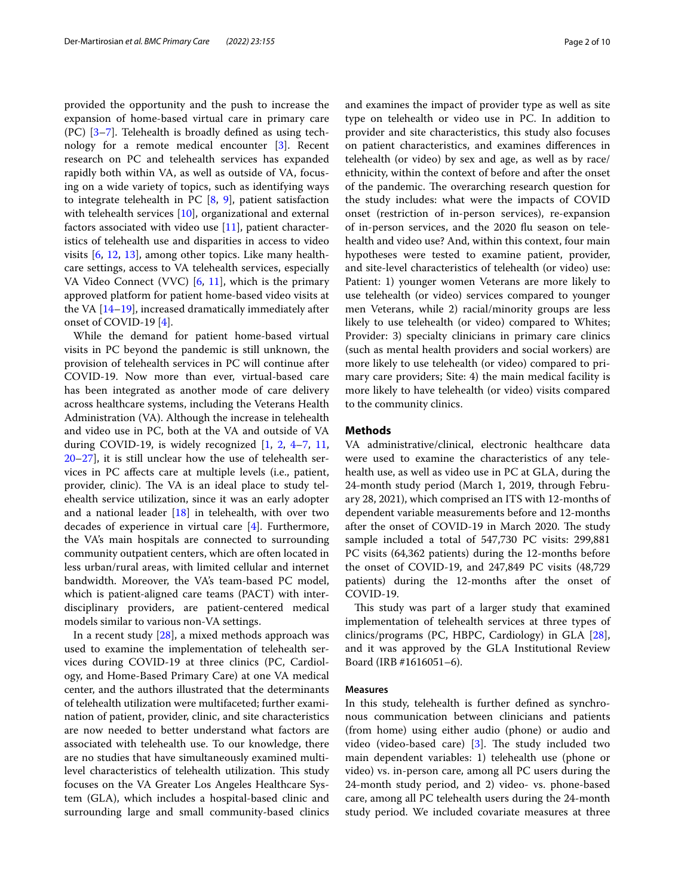provided the opportunity and the push to increase the expansion of home-based virtual care in primary care (PC) [3–7]. Telehealth is broadly defined as using technology for a remote medical encounter [3]. Recent research on PC and telehealth services has expanded rapidly both within VA, as well as outside of VA, focusing on a wide variety of topics, such as identifying ways to integrate telehealth in PC [8, 9], patient satisfaction with telehealth services [10], organizational and external factors associated with video use [11], patient characteristics of telehealth use and disparities in access to video visits [6, 12, 13], among other topics. Like many healthcare settings, access to VA telehealth services, especially VA Video Connect (VVC) [6, 11], which is the primary approved platform for patient home-based video visits at the VA [14–19], increased dramatically immediately after onset of COVID-19 [4].

While the demand for patient home-based virtual visits in PC beyond the pandemic is still unknown, the provision of telehealth services in PC will continue after COVID-19. Now more than ever, virtual-based care has been integrated as another mode of care delivery across healthcare systems, including the Veterans Health Administration (VA). Although the increase in telehealth and video use in PC, both at the VA and outside of VA during COVID-19, is widely recognized [1, 2, 4–7, 11, 20–27], it is still unclear how the use of telehealth services in PC affects care at multiple levels (i.e., patient, provider, clinic). The VA is an ideal place to study telehealth service utilization, since it was an early adopter and a national leader [18] in telehealth, with over two decades of experience in virtual care [4]. Furthermore, the VA's main hospitals are connected to surrounding community outpatient centers, which are often located in less urban/rural areas, with limited cellular and internet bandwidth. Moreover, the VA's team-based PC model, which is patient-aligned care teams (PACT) with interdisciplinary providers, are patient-centered medical models similar to various non-VA settings.

In a recent study [28], a mixed methods approach was used to examine the implementation of telehealth services during COVID-19 at three clinics (PC, Cardiology, and Home-Based Primary Care) at one VA medical center, and the authors illustrated that the determinants of telehealth utilization were multifaceted; further examination of patient, provider, clinic, and site characteristics are now needed to better understand what factors are associated with telehealth use. To our knowledge, there are no studies that have simultaneously examined multilevel characteristics of telehealth utilization. This study focuses on the VA Greater Los Angeles Healthcare System (GLA), which includes a hospital-based clinic and surrounding large and small community-based clinics and examines the impact of provider type as well as site type on telehealth or video use in PC. In addition to provider and site characteristics, this study also focuses on patient characteristics, and examines differences in telehealth (or video) by sex and age, as well as by race/ethnicity, within the context of before and after the onset of the pandemic. The overarching research question for the study includes: what were the impacts of COVID onset (restriction of in-person services), re-expansion of in-person services, and the 2020 flu season on telehealth and video use? And, within this context, four main hypotheses were tested to examine patient, provider, and site-level characteristics of telehealth (or video) use: Patient: 1) younger women Veterans are more likely to use telehealth (or video) services compared to younger men Veterans, while 2) racial/minority groups are less likely to use telehealth (or video) compared to Whites; Provider: 3) specialty clinicians in primary care clinics (such as mental health providers and social workers) are more likely to use telehealth (or video) compared to primary care providers; Site: 4) the main medical facility is more likely to have telehealth (or video) visits compared to the community clinics.

## Methods

VA administrative/clinical, electronic healthcare data were used to examine the characteristics of any telehealth use, as well as video use in PC at GLA, during the 24-month study period (March 1, 2019, through February 28, 2021), which comprised an ITS with 12-months of dependent variable measurements before and 12-months after the onset of COVID-19 in March 2020. The study sample included a total of 547,730 PC visits: 299,881 PC visits (64,362 patients) during the 12-months before the onset of COVID-19, and 247,849 PC visits (48,729 patients) during the 12-months after the onset of COVID-19.

This study was part of a larger study that examined implementation of telehealth services at three types of clinics/programs (PC, HBPC, Cardiology) in GLA [28], and it was approved by the GLA Institutional Review Board (IRB #1616051–6).

### Measures

In this study, telehealth is further defined as synchronous communication between clinicians and patients (from home) using either audio (phone) or audio and video (video-based care) [3]. The study included two main dependent variables: 1) telehealth use (phone or video) vs. in-person care, among all PC users during the 24-month study period, and 2) video- vs. phone-based care, among all PC telehealth users during the 24-month study period. We included covariate measures at three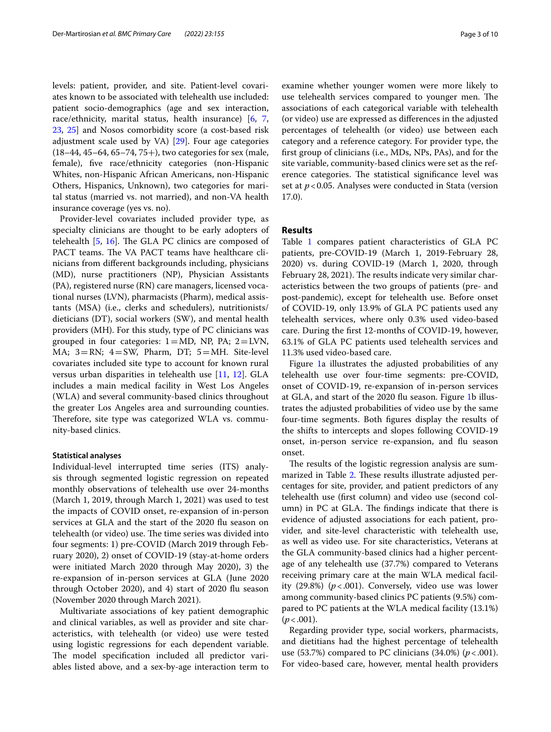levels: patient, provider, and site. Patient-level covariates known to be associated with telehealth use included: patient socio-demographics (age and sex interaction, race/ethnicity, marital status, health insurance) [6, 7, 23, 25] and Nosos comorbidity score (a cost-based risk adjustment scale used by VA) [29]. Four age categories (18–44, 45–64, 65–74, 75+), two categories for sex (male, female), five race/ethnicity categories (non-Hispanic Whites, non-Hispanic African Americans, non-Hispanic Others, Hispanics, Unknown), two categories for marital status (married vs. not married), and non-VA health insurance coverage (yes vs. no).

Provider-level covariates included provider type, as specialty clinicians are thought to be early adopters of telehealth [5, 16]. The GLA PC clinics are composed of PACT teams. The VA PACT teams have healthcare clinicians from different backgrounds including, physicians (MD), nurse practitioners (NP), Physician Assistants (PA), registered nurse (RN) care managers, licensed vocational nurses (LVN), pharmacists (Pharm), medical assistants (MSA) (i.e., clerks and schedulers), nutritionists/dieticians (DT), social workers (SW), and mental health providers (MH). For this study, type of PC clinicians was grouped in four categories: 1 = MD, NP, PA; 2 = LVN, MA; 3 = RN; 4 = SW, Pharm, DT; 5 = MH. Site-level covariates included site type to account for known rural versus urban disparities in telehealth use [11, 12]. GLA includes a main medical facility in West Los Angeles (WLA) and several community-based clinics throughout the greater Los Angeles area and surrounding counties. Therefore, site type was categorized WLA vs. community-based clinics.

#### Statistical analyses

Individual-level interrupted time series (ITS) analysis through segmented logistic regression on repeated monthly observations of telehealth use over 24-months (March 1, 2019, through March 1, 2021) was used to test the impacts of COVID onset, re-expansion of in-person services at GLA and the start of the 2020 flu season on telehealth (or video) use. The time series was divided into four segments: 1) pre-COVID (March 2019 through February 2020), 2) onset of COVID-19 (stay-at-home orders were initiated March 2020 through May 2020), 3) the re-expansion of in-person services at GLA (June 2020 through October 2020), and 4) start of 2020 flu season (November 2020 through March 2021).

Multivariate associations of key patient demographic and clinical variables, as well as provider and site characteristics, with telehealth (or video) use were tested using logistic regressions for each dependent variable. The model specification included all predictor variables listed above, and a sex-by-age interaction term to examine whether younger women were more likely to use telehealth services compared to younger men. The associations of each categorical variable with telehealth (or video) use are expressed as differences in the adjusted percentages of telehealth (or video) use between each category and a reference category. For provider type, the first group of clinicians (i.e., MDs, NPs, PAs), and for the site variable, community-based clinics were set as the reference categories. The statistical significance level was set at $p < 0.05$. Analyses were conducted in Stata (version 17.0).

## Results

Table 1 compares patient characteristics of GLA PC patients, pre-COVID-19 (March 1, 2019-February 28, 2020) vs. during COVID-19 (March 1, 2020, through February 28, 2021). The results indicate very similar characteristics between the two groups of patients (pre- and post-pandemic), except for telehealth use. Before onset of COVID-19, only 13.9% of GLA PC patients used any telehealth services, where only 0.3% used video-based care. During the first 12-months of COVID-19, however, 63.1% of GLA PC patients used telehealth services and 11.3% used video-based care.

Figure 1a illustrates the adjusted probabilities of any telehealth use over four-time segments: pre-COVID, onset of COVID-19, re-expansion of in-person services at GLA, and start of the 2020 flu season. Figure 1b illustrates the adjusted probabilities of video use by the same four-time segments. Both figures display the results of the shifts to intercepts and slopes following COVID-19 onset, in-person service re-expansion, and flu season onset.

The results of the logistic regression analysis are summarized in Table 2. These results illustrate adjusted percentages for site, provider, and patient predictors of any telehealth use (first column) and video use (second column) in PC at GLA. The findings indicate that there is evidence of adjusted associations for each patient, provider, and site-level characteristic with telehealth use, as well as video use. For site characteristics, Veterans at the GLA community-based clinics had a higher percentage of any telehealth use (37.7%) compared to Veterans receiving primary care at the main WLA medical facility (29.8%) ($p < .001$). Conversely, video use was lower among community-based clinics PC patients (9.5%) compared to PC patients at the WLA medical facility (13.1%) ($p < .001$).

Regarding provider type, social workers, pharmacists, and dietitians had the highest percentage of telehealth use (53.7%) compared to PC clinicians (34.0%) ($p < .001$). For video-based care, however, mental health providers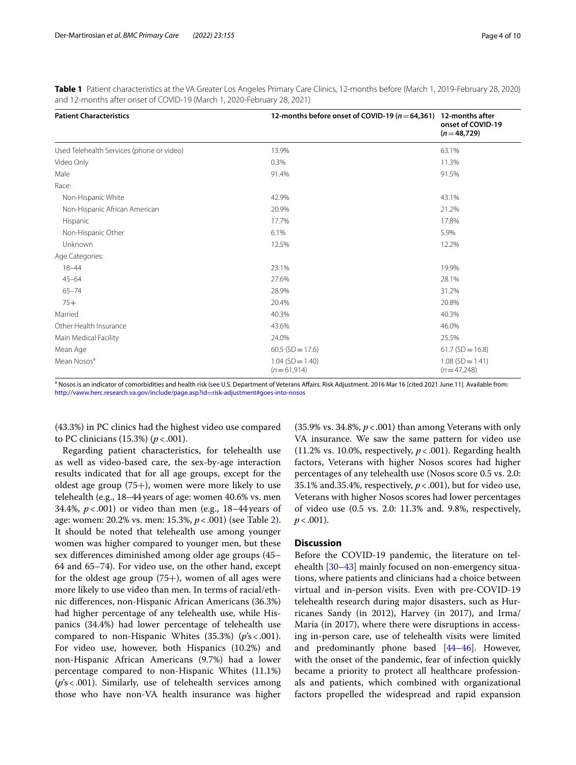**Table 1** Patient characteristics at the VA Greater Los Angeles Primary Care Clinics, 12-months before (March 1, 2019-February 28, 2020) and 12-months after onset of COVID-19 (March 1, 2020-February 28, 2021)

| Patient Characteristics | 12-months before onset of COVID-19 ($n = 64,361$) | 12-months after onset of COVID-19 ($n = 48,729$) |
|---|---|---|
| Used Telehealth Services (phone or video) | 13.9% | 63.1% |
| Video Only | 0.3% | 11.3% |
| Male | 91.4% | 91.5% |
| Race: | | |
| Non-Hispanic White | 42.9% | 43.1% |
| Non-Hispanic African American | 20.9% | 21.2% |
| Hispanic | 17.7% | 17.8% |
| Non-Hispanic Other | 6.1% | 5.9% |
| Unknown | 12.5% | 12.2% |
| Age Categories: | | |
| 18–44 | 23.1% | 19.9% |
| 45–64 | 27.6% | 28.1% |
| 65–74 | 28.9% | 31.2% |
| 75+ | 20.4% | 20.8% |
| Married | 40.3% | 40.3% |
| Other Health Insurance | 43.6% | 46.0% |
| Main Medical Facility | 24.0% | 25.5% |
| Mean Age | 60.5 (SD = 17.6) | 61.7 (SD = 16.8) |
| Mean Nosos[a] | 1.04 (SD = 1.40) ($n = 61,914$) | 1.08 (SD = 1.41) ($n = 47,248$) |

[a] Nosos is an indicator of comorbidities and health risk (see U.S. Department of Veterans Affairs. Risk Adjustment. 2016 Mar 16 [cited 2021 June 11]. Available from: http://vaww.herc.research.va.gov/include/page.asp?id=risk-adjustment#goes-into-nosos

(43.3%) in PC clinics had the highest video use compared to PC clinicians (15.3%) ($p < .001$).

Regarding patient characteristics, for telehealth use as well as video-based care, the sex-by-age interaction results indicated that for all age groups, except for the oldest age group (75+), women were more likely to use telehealth (e.g., 18–44 years of age: women 40.6% vs. men 34.4%, $p < .001$) or video than men (e.g., 18–44 years of age: women: 20.2% vs. men: 15.3%, $p < .001$) (see Table 2). It should be noted that telehealth use among younger women was higher compared to younger men, but these sex differences diminished among older age groups (45–64 and 65–74). For video use, on the other hand, except for the oldest age group (75+), women of all ages were more likely to use video than men. In terms of racial/ethnic differences, non-Hispanic African Americans (36.3%) had higher percentage of any telehealth use, while Hispanics (34.4%) had lower percentage of telehealth use compared to non-Hispanic Whites (35.3%) ($p$'s < .001). For video use, however, both Hispanics (10.2%) and non-Hispanic African Americans (9.7%) had a lower percentage compared to non-Hispanic Whites (11.1%) ($p$'s < .001). Similarly, use of telehealth services among those who have non-VA health insurance was higher (35.9% vs. 34.8%, $p < .001$) than among Veterans with only VA insurance. We saw the same pattern for video use (11.2% vs. 10.0%, respectively, $p < .001$). Regarding health factors, Veterans with higher Nosos scores had higher percentages of any telehealth use (Nosos score 0.5 vs. 2.0: 35.1% and.35.4%, respectively, $p < .001$), but for video use, Veterans with higher Nosos scores had lower percentages of video use (0.5 vs. 2.0: 11.3% and. 9.8%, respectively, $p < .001$).

## Discussion

Before the COVID-19 pandemic, the literature on telehealth [30–43] mainly focused on non-emergency situations, where patients and clinicians had a choice between virtual and in-person visits. Even with pre-COVID-19 telehealth research during major disasters, such as Hurricanes Sandy (in 2012), Harvey (in 2017), and Irma/Maria (in 2017), where there were disruptions in accessing in-person care, use of telehealth visits were limited and predominantly phone based [44–46]. However, with the onset of the pandemic, fear of infection quickly became a priority to protect all healthcare professionals and patients, which combined with organizational factors propelled the widespread and rapid expansion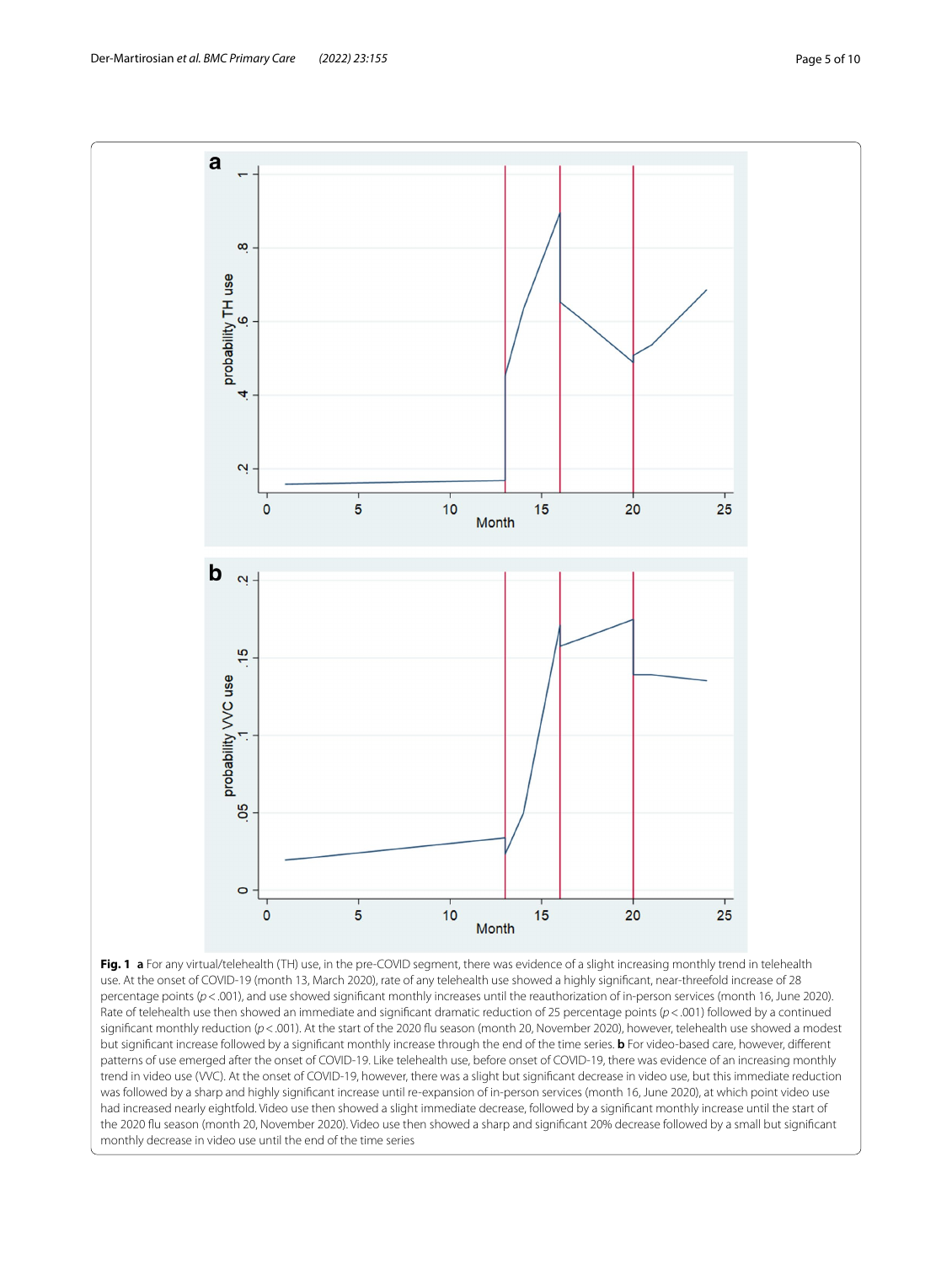**Fig. 1** **a** For any virtual/telehealth (TH) use, in the pre-COVID segment, there was evidence of a slight increasing monthly trend in telehealth use. At the onset of COVID-19 (month 13, March 2020), rate of any telehealth use showed a highly significant, near-threefold increase of 28 percentage points ($p < .001$), and use showed significant monthly increases until the reauthorization of in-person services (month 16, June 2020). Rate of telehealth use then showed an immediate and significant dramatic reduction of 25 percentage points ($p < .001$) followed by a continued significant monthly reduction ($p < .001$). At the start of the 2020 flu season (month 20, November 2020), however, telehealth use showed a modest but significant increase followed by a significant monthly increase through the end of the time series. **b** For video-based care, however, different patterns of use emerged after the onset of COVID-19. Like telehealth use, before onset of COVID-19, there was evidence of an increasing monthly trend in video use (VVC). At the onset of COVID-19, however, there was a slight but significant decrease in video use, but this immediate reduction was followed by a sharp and highly significant increase until re-expansion of in-person services (month 16, June 2020), at which point video use had increased nearly eightfold. Video use then showed a slight immediate decrease, followed by a significant monthly increase until the start of the 2020 flu season (month 20, November 2020). Video use then showed a sharp and significant 20% decrease followed by a small but significant monthly decrease in video use until the end of the time series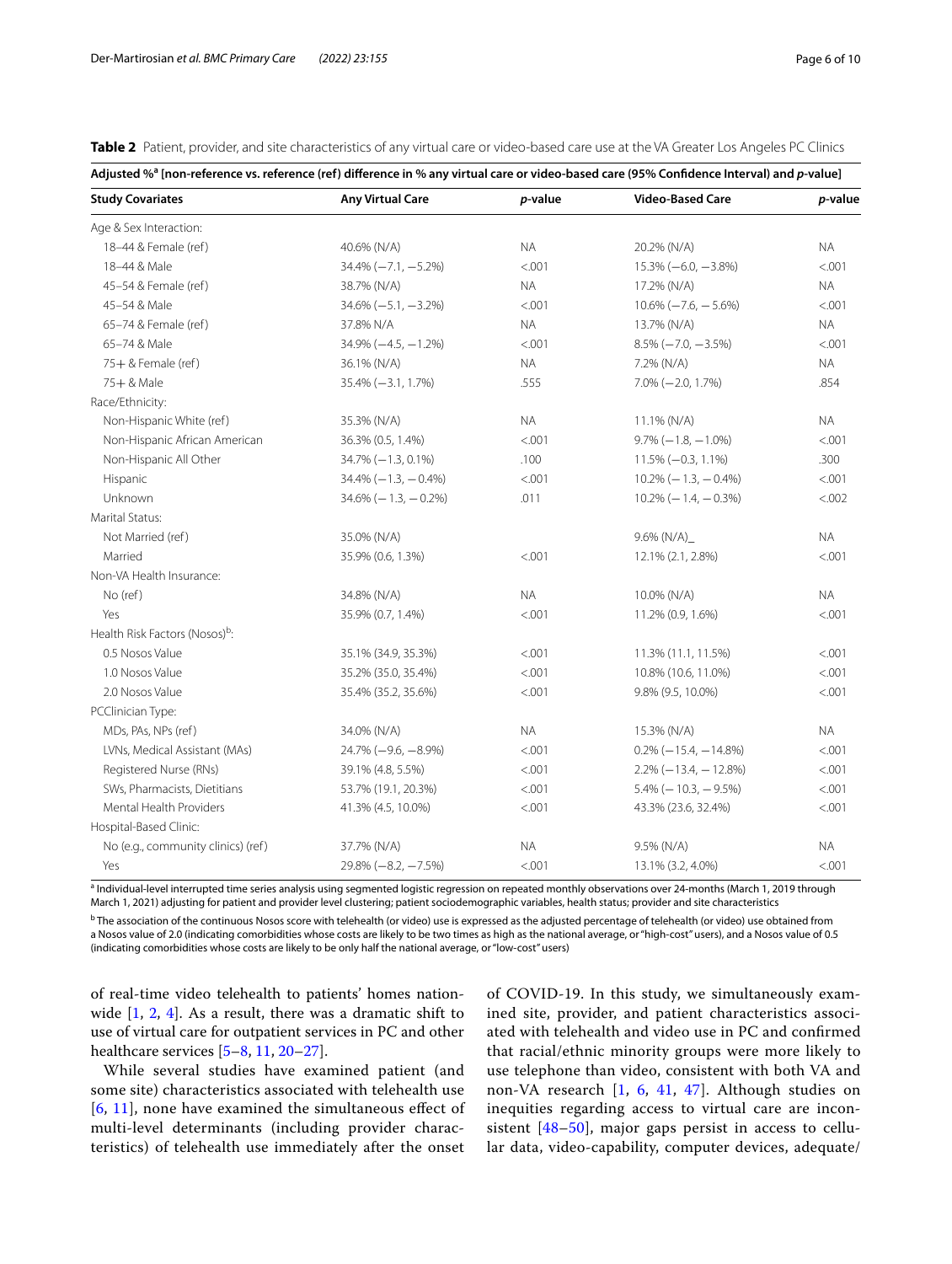**Table 2** Patient, provider, and site characteristics of any virtual care or video-based care use at the VA Greater Los Angeles PC Clinics

| Adjusted %[a] [non-reference vs. reference (ref) difference in % any virtual care or video-based care (95% Confidence Interval) and *p*-value] | | | | |
|---|---|---|---|---|
| **Study Covariates** | **Any Virtual Care** | ***p*-value** | **Video-Based Care** | ***p*-value** |
| Age & Sex Interaction: | | | | |
| 18–44 & Female (ref) | 40.6% (N/A) | NA | 20.2% (N/A) | NA |
| 18–44 & Male | 34.4% (−7.1, −5.2%) | <.001 | 15.3% (−6.0, −3.8%) | <.001 |
| 45–54 & Female (ref) | 38.7% (N/A) | NA | 17.2% (N/A) | NA |
| 45–54 & Male | 34.6% (−5.1, −3.2%) | <.001 | 10.6% (−7.6, − 5.6%) | <.001 |
| 65–74 & Female (ref) | 37.8% N/A | NA | 13.7% (N/A) | NA |
| 65–74 & Male | 34.9% (−4.5, −1.2%) | <.001 | 8.5% (−7.0, −3.5%) | <.001 |
| 75+ & Female (ref) | 36.1% (N/A) | NA | 7.2% (N/A) | NA |
| 75+ & Male | 35.4% (−3.1, 1.7%) | .555 | 7.0% (−2.0, 1.7%) | .854 |
| Race/Ethnicity: | | | | |
| Non-Hispanic White (ref) | 35.3% (N/A) | NA | 11.1% (N/A) | NA |
| Non-Hispanic African American | 36.3% (0.5, 1.4%) | <.001 | 9.7% (−1.8, −1.0%) | <.001 |
| Non-Hispanic All Other | 34.7% (−1.3, 0.1%) | .100 | 11.5% (−0.3, 1.1%) | .300 |
| Hispanic | 34.4% (−1.3, − 0.4%) | <.001 | 10.2% (− 1.3, − 0.4%) | <.001 |
| Unknown | 34.6% (− 1.3, − 0.2%) | .011 | 10.2% (− 1.4, − 0.3%) | <.002 |
| Marital Status: | | | | |
| Not Married (ref) | 35.0% (N/A) | | 9.6% (N/A)_ | NA |
| Married | 35.9% (0.6, 1.3%) | <.001 | 12.1% (2.1, 2.8%) | <.001 |
| Non-VA Health Insurance: | | | | |
| No (ref) | 34.8% (N/A) | NA | 10.0% (N/A) | NA |
| Yes | 35.9% (0.7, 1.4%) | <.001 | 11.2% (0.9, 1.6%) | <.001 |
| Health Risk Factors (Nosos)[b]: | | | | |
| 0.5 Nosos Value | 35.1% (34.9, 35.3%) | <.001 | 11.3% (11.1, 11.5%) | <.001 |
| 1.0 Nosos Value | 35.2% (35.0, 35.4%) | <.001 | 10.8% (10.6, 11.0%) | <.001 |
| 2.0 Nosos Value | 35.4% (35.2, 35.6%) | <.001 | 9.8% (9.5, 10.0%) | <.001 |
| PCClinician Type: | | | | |
| MDs, PAs, NPs (ref) | 34.0% (N/A) | NA | 15.3% (N/A) | NA |
| LVNs, Medical Assistant (MAs) | 24.7% (−9.6, −8.9%) | <.001 | 0.2% (−15.4, −14.8%) | <.001 |
| Registered Nurse (RNs) | 39.1% (4.8, 5.5%) | <.001 | 2.2% (−13.4, − 12.8%) | <.001 |
| SWs, Pharmacists, Dietitians | 53.7% (19.1, 20.3%) | <.001 | 5.4% (− 10.3, − 9.5%) | <.001 |
| Mental Health Providers | 41.3% (4.5, 10.0%) | <.001 | 43.3% (23.6, 32.4%) | <.001 |
| Hospital-Based Clinic: | | | | |
| No (e.g., community clinics) (ref) | 37.7% (N/A) | NA | 9.5% (N/A) | NA |
| Yes | 29.8% (−8.2, −7.5%) | <.001 | 13.1% (3.2, 4.0%) | <.001 |

[a] Individual-level interrupted time series analysis using segmented logistic regression on repeated monthly observations over 24-months (March 1, 2019 through March 1, 2021) adjusting for patient and provider level clustering; patient sociodemographic variables, health status; provider and site characteristics

[b] The association of the continuous Nosos score with telehealth (or video) use is expressed as the adjusted percentage of telehealth (or video) use obtained from a Nosos value of 2.0 (indicating comorbidities whose costs are likely to be two times as high as the national average, or "high-cost" users), and a Nosos value of 0.5 (indicating comorbidities whose costs are likely to be only half the national average, or "low-cost" users)

of real-time video telehealth to patients' homes nationwide [1, 2, 4]. As a result, there was a dramatic shift to use of virtual care for outpatient services in PC and other healthcare services [5–8, 11, 20–27].

While several studies have examined patient (and some site) characteristics associated with telehealth use [6, 11], none have examined the simultaneous effect of multi-level determinants (including provider characteristics) of telehealth use immediately after the onset of COVID-19. In this study, we simultaneously examined site, provider, and patient characteristics associated with telehealth and video use in PC and confirmed that racial/ethnic minority groups were more likely to use telephone than video, consistent with both VA and non-VA research [1, 6, 41, 47]. Although studies on inequities regarding access to virtual care are inconsistent [48–50], major gaps persist in access to cellular data, video-capability, computer devices, adequate/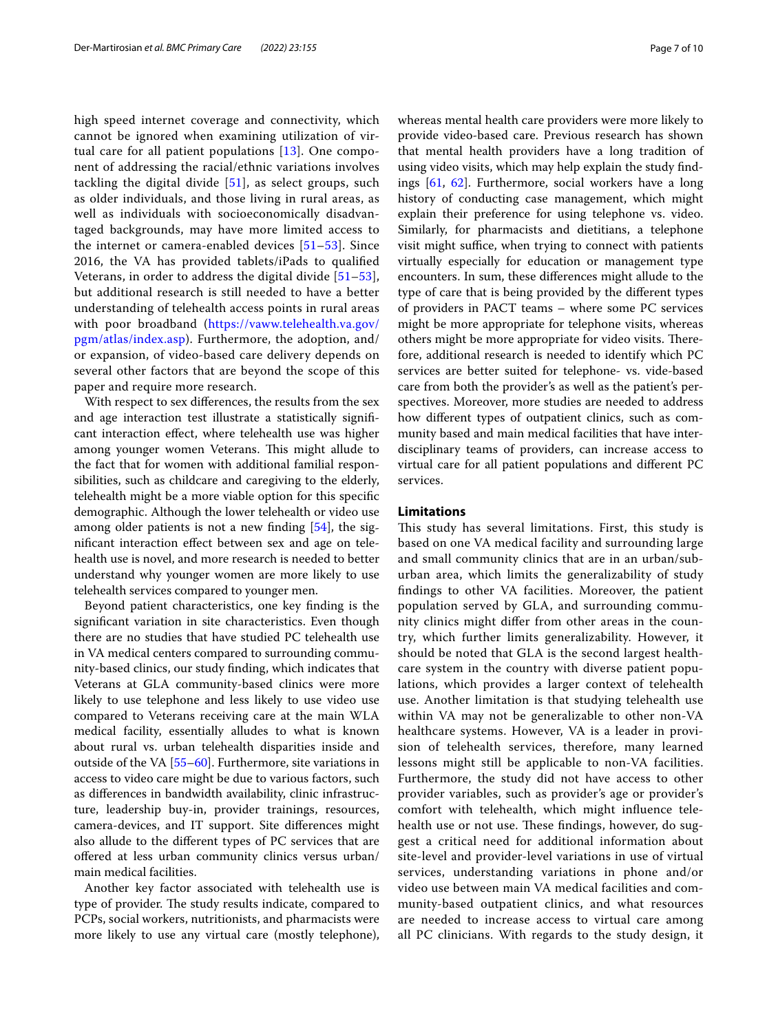high speed internet coverage and connectivity, which cannot be ignored when examining utilization of virtual care for all patient populations [13]. One component of addressing the racial/ethnic variations involves tackling the digital divide [51], as select groups, such as older individuals, and those living in rural areas, as well as individuals with socioeconomically disadvantaged backgrounds, may have more limited access to the internet or camera-enabled devices [51–53]. Since 2016, the VA has provided tablets/iPads to qualified Veterans, in order to address the digital divide [51–53], but additional research is still needed to have a better understanding of telehealth access points in rural areas with poor broadband (https://vaww.telehealth.va.gov/pgm/atlas/index.asp). Furthermore, the adoption, and/or expansion, of video-based care delivery depends on several other factors that are beyond the scope of this paper and require more research.

With respect to sex differences, the results from the sex and age interaction test illustrate a statistically significant interaction effect, where telehealth use was higher among younger women Veterans. This might allude to the fact that for women with additional familial responsibilities, such as childcare and caregiving to the elderly, telehealth might be a more viable option for this specific demographic. Although the lower telehealth or video use among older patients is not a new finding [54], the significant interaction effect between sex and age on telehealth use is novel, and more research is needed to better understand why younger women are more likely to use telehealth services compared to younger men.

Beyond patient characteristics, one key finding is the significant variation in site characteristics. Even though there are no studies that have studied PC telehealth use in VA medical centers compared to surrounding community-based clinics, our study finding, which indicates that Veterans at GLA community-based clinics were more likely to use telephone and less likely to use video use compared to Veterans receiving care at the main WLA medical facility, essentially alludes to what is known about rural vs. urban telehealth disparities inside and outside of the VA [55–60]. Furthermore, site variations in access to video care might be due to various factors, such as differences in bandwidth availability, clinic infrastructure, leadership buy-in, provider trainings, resources, camera-devices, and IT support. Site differences might also allude to the different types of PC services that are offered at less urban community clinics versus urban/main medical facilities.

Another key factor associated with telehealth use is type of provider. The study results indicate, compared to PCPs, social workers, nutritionists, and pharmacists were more likely to use any virtual care (mostly telephone), whereas mental health care providers were more likely to provide video-based care. Previous research has shown that mental health providers have a long tradition of using video visits, which may help explain the study findings [61, 62]. Furthermore, social workers have a long history of conducting case management, which might explain their preference for using telephone vs. video. Similarly, for pharmacists and dietitians, a telephone visit might suffice, when trying to connect with patients virtually especially for education or management type encounters. In sum, these differences might allude to the type of care that is being provided by the different types of providers in PACT teams – where some PC services might be more appropriate for telephone visits, whereas others might be more appropriate for video visits. Therefore, additional research is needed to identify which PC services are better suited for telephone- vs. vide-based care from both the provider's as well as the patient's perspectives. Moreover, more studies are needed to address how different types of outpatient clinics, such as community based and main medical facilities that have interdisciplinary teams of providers, can increase access to virtual care for all patient populations and different PC services.

## Limitations

This study has several limitations. First, this study is based on one VA medical facility and surrounding large and small community clinics that are in an urban/suburban area, which limits the generalizability of study findings to other VA facilities. Moreover, the patient population served by GLA, and surrounding community clinics might differ from other areas in the country, which further limits generalizability. However, it should be noted that GLA is the second largest healthcare system in the country with diverse patient populations, which provides a larger context of telehealth use. Another limitation is that studying telehealth use within VA may not be generalizable to other non-VA healthcare systems. However, VA is a leader in provision of telehealth services, therefore, many learned lessons might still be applicable to non-VA facilities. Furthermore, the study did not have access to other provider variables, such as provider's age or provider's comfort with telehealth, which might influence telehealth use or not use. These findings, however, do suggest a critical need for additional information about site-level and provider-level variations in use of virtual services, understanding variations in phone and/or video use between main VA medical facilities and community-based outpatient clinics, and what resources are needed to increase access to virtual care among all PC clinicians. With regards to the study design, it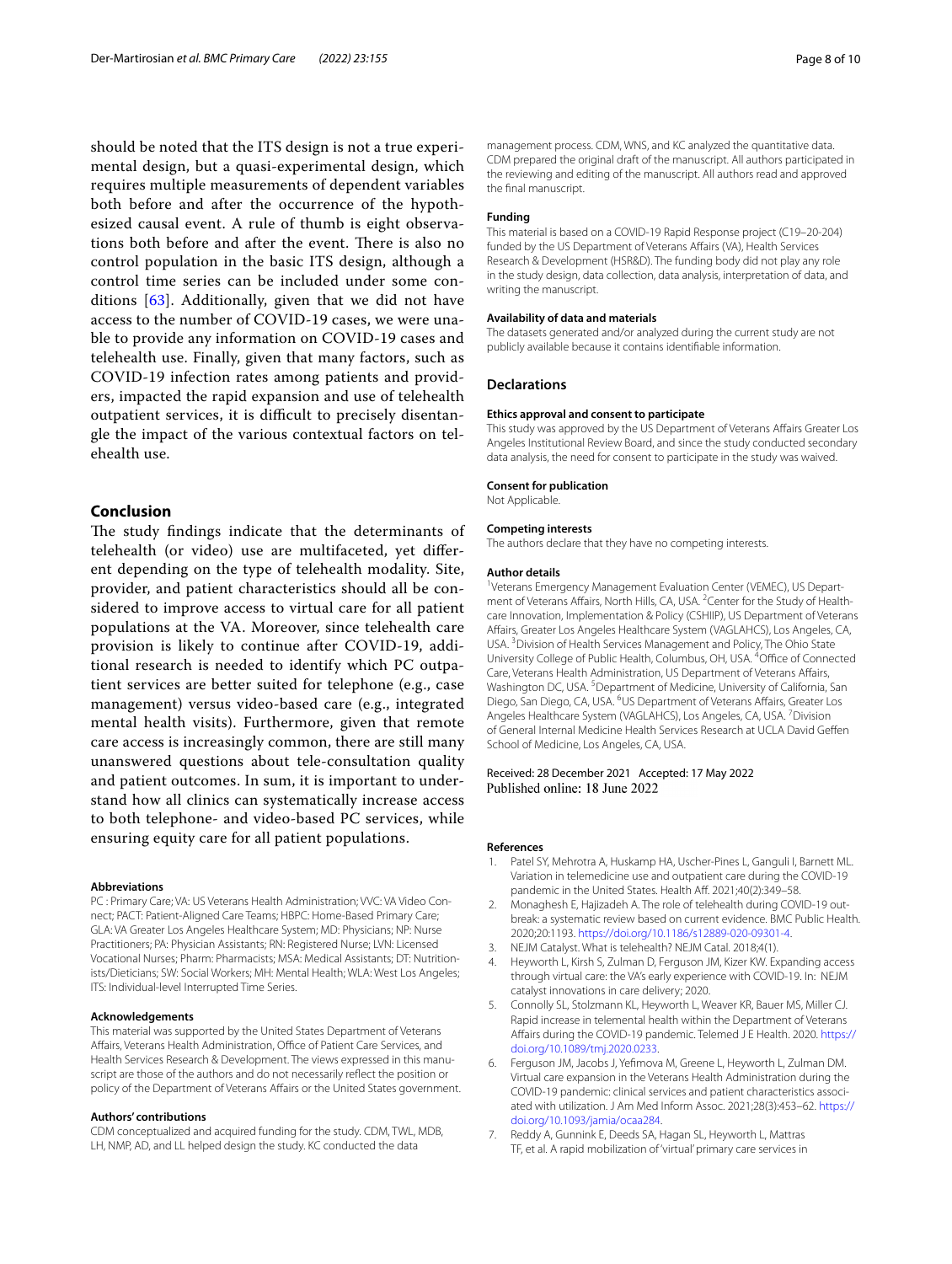should be noted that the ITS design is not a true experimental design, but a quasi-experimental design, which requires multiple measurements of dependent variables both before and after the occurrence of the hypothesized causal event. A rule of thumb is eight observations both before and after the event. There is also no control population in the basic ITS design, although a control time series can be included under some conditions [63]. Additionally, given that we did not have access to the number of COVID-19 cases, we were unable to provide any information on COVID-19 cases and telehealth use. Finally, given that many factors, such as COVID-19 infection rates among patients and providers, impacted the rapid expansion and use of telehealth outpatient services, it is difficult to precisely disentangle the impact of the various contextual factors on telehealth use.

## Conclusion

The study findings indicate that the determinants of telehealth (or video) use are multifaceted, yet different depending on the type of telehealth modality. Site, provider, and patient characteristics should all be considered to improve access to virtual care for all patient populations at the VA. Moreover, since telehealth care provision is likely to continue after COVID-19, additional research is needed to identify which PC outpatient services are better suited for telephone (e.g., case management) versus video-based care (e.g., integrated mental health visits). Furthermore, given that remote care access is increasingly common, there are still many unanswered questions about tele-consultation quality and patient outcomes. In sum, it is important to understand how all clinics can systematically increase access to both telephone- and video-based PC services, while ensuring equity care for all patient populations.

#### Abbreviations

PC : Primary Care; VA: US Veterans Health Administration; VVC: VA Video Connect; PACT: Patient-Aligned Care Teams; HBPC: Home-Based Primary Care; GLA: VA Greater Los Angeles Healthcare System; MD: Physicians; NP: Nurse Practitioners; PA: Physician Assistants; RN: Registered Nurse; LVN: Licensed Vocational Nurses; Pharm: Pharmacists; MSA: Medical Assistants; DT: Nutritionists/Dieticians; SW: Social Workers; MH: Mental Health; WLA: West Los Angeles; ITS: Individual-level Interrupted Time Series.

#### Acknowledgements

This material was supported by the United States Department of Veterans Affairs, Veterans Health Administration, Office of Patient Care Services, and Health Services Research & Development. The views expressed in this manuscript are those of the authors and do not necessarily reflect the position or policy of the Department of Veterans Affairs or the United States government.

#### Authors' contributions

CDM conceptualized and acquired funding for the study. CDM, TWL, MDB, LH, NMP, AD, and LL helped design the study. KC conducted the data management process. CDM, WNS, and KC analyzed the quantitative data. CDM prepared the original draft of the manuscript. All authors participated in the reviewing and editing of the manuscript. All authors read and approved the final manuscript.

#### Funding

This material is based on a COVID-19 Rapid Response project (C19–20-204) funded by the US Department of Veterans Affairs (VA), Health Services Research & Development (HSR&D). The funding body did not play any role in the study design, data collection, data analysis, interpretation of data, and writing the manuscript.

#### Availability of data and materials

The datasets generated and/or analyzed during the current study are not publicly available because it contains identifiable information.

## Declarations

#### Ethics approval and consent to participate

This study was approved by the US Department of Veterans Affairs Greater Los Angeles Institutional Review Board, and since the study conducted secondary data analysis, the need for consent to participate in the study was waived.

#### Consent for publication

Not Applicable.

#### Competing interests

The authors declare that they have no competing interests.

#### Author details

[1]Veterans Emergency Management Evaluation Center (VEMEC), US Department of Veterans Affairs, North Hills, CA, USA. [2]Center for the Study of Healthcare Innovation, Implementation & Policy (CSHIIP), US Department of Veterans Affairs, Greater Los Angeles Healthcare System (VAGLAHCS), Los Angeles, CA, USA. [3]Division of Health Services Management and Policy, The Ohio State University College of Public Health, Columbus, OH, USA. [4]Office of Connected Care, Veterans Health Administration, US Department of Veterans Affairs, Washington DC, USA. [5]Department of Medicine, University of California, San Diego, San Diego, CA, USA. [6]US Department of Veterans Affairs, Greater Los Angeles Healthcare System (VAGLAHCS), Los Angeles, CA, USA. [7]Division of General Internal Medicine Health Services Research at UCLA David Geffen School of Medicine, Los Angeles, CA, USA.

Received: 28 December 2021 Accepted: 17 May 2022
Published online: 18 June 2022

#### References

1. Patel SY, Mehrotra A, Huskamp HA, Uscher-Pines L, Ganguli I, Barnett ML. Variation in telemedicine use and outpatient care during the COVID-19 pandemic in the United States. Health Aff. 2021;40(2):349–58.
2. Monaghesh E, Hajizadeh A. The role of telehealth during COVID-19 outbreak: a systematic review based on current evidence. BMC Public Health. 2020;20:1193. https://doi.org/10.1186/s12889-020-09301-4.
3. NEJM Catalyst. What is telehealth? NEJM Catal. 2018;4(1).
4. Heyworth L, Kirsh S, Zulman D, Ferguson JM, Kizer KW. Expanding access through virtual care: the VA's early experience with COVID-19. In: NEJM catalyst innovations in care delivery; 2020.
5. Connolly SL, Stolzmann KL, Heyworth L, Weaver KR, Bauer MS, Miller CJ. Rapid increase in telemental health within the Department of Veterans Affairs during the COVID-19 pandemic. Telemed J E Health. 2020. https://doi.org/10.1089/tmj.2020.0233.
6. Ferguson JM, Jacobs J, Yefimova M, Greene L, Heyworth L, Zulman DM. Virtual care expansion in the Veterans Health Administration during the COVID-19 pandemic: clinical services and patient characteristics associated with utilization. J Am Med Inform Assoc. 2021;28(3):453–62. https://doi.org/10.1093/jamia/ocaa284.
7. Reddy A, Gunnink E, Deeds SA, Hagan SL, Heyworth L, Mattras TF, et al. A rapid mobilization of 'virtual' primary care services in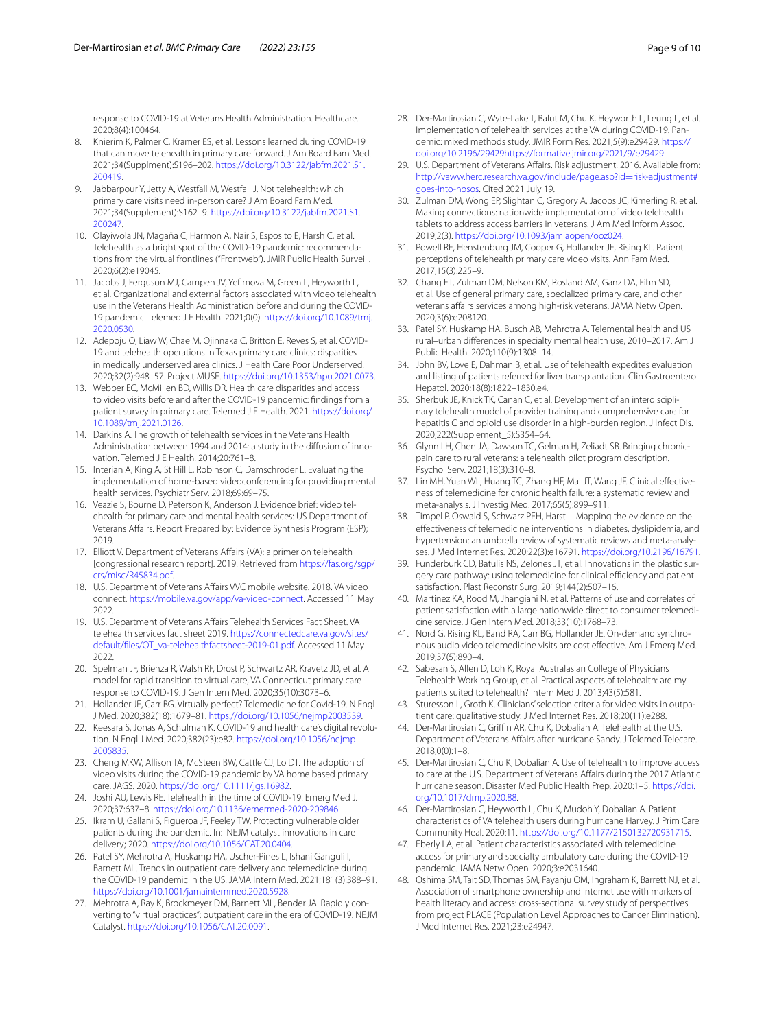response to COVID-19 at Veterans Health Administration. Healthcare. 2020;8(4):100464.

8. Knierim K, Palmer C, Kramer ES, et al. Lessons learned during COVID-19 that can move telehealth in primary care forward. J Am Board Fam Med. 2021;34(Supplment):S196–202. https://doi.org/10.3122/jabfm.2021.S1.200419.
9. Jabbarpour Y, Jetty A, Westfall M, Westfall J. Not telehealth: which primary care visits need in-person care? J Am Board Fam Med. 2021;34(Supplement):S162–9. https://doi.org/10.3122/jabfm.2021.S1.200247.
10. Olayiwola JN, Magaña C, Harmon A, Nair S, Esposito E, Harsh C, et al. Telehealth as a bright spot of the COVID-19 pandemic: recommendations from the virtual frontlines ("Frontweb"). JMIR Public Health Surveill. 2020;6(2):e19045.
11. Jacobs J, Ferguson MJ, Campen JV, Yefimova M, Green L, Heyworth L, et al. Organizational and external factors associated with video telehealth use in the Veterans Health Administration before and during the COVID-19 pandemic. Telemed J E Health. 2021;0(0). https://doi.org/10.1089/tmj.2020.0530.
12. Adepoju O, Liaw W, Chae M, Ojinnaka C, Britton E, Reves S, et al. COVID-19 and telehealth operations in Texas primary care clinics: disparities in medically underserved area clinics. J Health Care Poor Underserved. 2020;32(2):948–57. Project MUSE. https://doi.org/10.1353/hpu.2021.0073.
13. Webber EC, McMillen BD, Willis DR. Health care disparities and access to video visits before and after the COVID-19 pandemic: findings from a patient survey in primary care. Telemed J E Health. 2021. https://doi.org/10.1089/tmj.2021.0126.
14. Darkins A. The growth of telehealth services in the Veterans Health Administration between 1994 and 2014: a study in the diffusion of innovation. Telemed J E Health. 2014;20:761–8.
15. Interian A, King A, St Hill L, Robinson C, Damschroder L. Evaluating the implementation of home-based videoconferencing for providing mental health services. Psychiatr Serv. 2018;69:69–75.
16. Veazie S, Bourne D, Peterson K, Anderson J. Evidence brief: video telehealth for primary care and mental health services: US Department of Veterans Affairs. Report Prepared by: Evidence Synthesis Program (ESP); 2019.
17. Elliott V. Department of Veterans Affairs (VA): a primer on telehealth [congressional research report]. 2019. Retrieved from https://fas.org/sgp/crs/misc/R45834.pdf.
18. U.S. Department of Veterans Affairs VVC mobile website. 2018. VA video connect. https://mobile.va.gov/app/va-video-connect. Accessed 11 May 2022.
19. U.S. Department of Veterans Affairs Telehealth Services Fact Sheet. VA telehealth services fact sheet 2019. https://connectedcare.va.gov/sites/default/files/OT_va-telehealthfactsheet-2019-01.pdf. Accessed 11 May 2022.
20. Spelman JF, Brienza R, Walsh RF, Drost P, Schwartz AR, Kravetz JD, et al. A model for rapid transition to virtual care, VA Connecticut primary care response to COVID-19. J Gen Intern Med. 2020;35(10):3073–6.
21. Hollander JE, Carr BG. Virtually perfect? Telemedicine for Covid-19. N Engl J Med. 2020;382(18):1679–81. https://doi.org/10.1056/nejmp2003539.
22. Keesara S, Jonas A, Schulman K. COVID-19 and health care's digital revolution. N Engl J Med. 2020;382(23):e82. https://doi.org/10.1056/nejmp2005835.
23. Cheng MKW, Allison TA, McSteen BW, Cattle CJ, Lo DT. The adoption of video visits during the COVID-19 pandemic by VA home based primary care. JAGS. 2020. https://doi.org/10.1111/jgs.16982.
24. Joshi AU, Lewis RE. Telehealth in the time of COVID-19. Emerg Med J. 2020;37:637–8. https://doi.org/10.1136/emermed-2020-209846.
25. Ikram U, Gallani S, Figueroa JF, Feeley TW. Protecting vulnerable older patients during the pandemic. In: NEJM catalyst innovations in care delivery; 2020. https://doi.org/10.1056/CAT.20.0404.
26. Patel SY, Mehrotra A, Huskamp HA, Uscher-Pines L, Ishani Ganguli I, Barnett ML. Trends in outpatient care delivery and telemedicine during the COVID-19 pandemic in the US. JAMA Intern Med. 2021;181(3):388–91. https://doi.org/10.1001/jamainternmed.2020.5928.
27. Mehrotra A, Ray K, Brockmeyer DM, Barnett ML, Bender JA. Rapidly converting to "virtual practices": outpatient care in the era of COVID-19. NEJM Catalyst. https://doi.org/10.1056/CAT.20.0091.
28. Der-Martirosian C, Wyte-Lake T, Balut M, Chu K, Heyworth L, Leung L, et al. Implementation of telehealth services at the VA during COVID-19. Pandemic: mixed methods study. JMIR Form Res. 2021;5(9):e29429. https://doi.org/10.2196/29429https://formative.jmir.org/2021/9/e29429.
29. U.S. Department of Veterans Affairs. Risk adjustment. 2016. Available from: http://vaww.herc.research.va.gov/include/page.asp?id=risk-adjustment#goes-into-nosos. Cited 2021 July 19.
30. Zulman DM, Wong EP, Slightan C, Gregory A, Jacobs JC, Kimerling R, et al. Making connections: nationwide implementation of video telehealth tablets to address access barriers in veterans. J Am Med Inform Assoc. 2019;2(3). https://doi.org/10.1093/jamiaopen/ooz024.
31. Powell RE, Henstenburg JM, Cooper G, Hollander JE, Rising KL. Patient perceptions of telehealth primary care video visits. Ann Fam Med. 2017;15(3):225–9.
32. Chang ET, Zulman DM, Nelson KM, Rosland AM, Ganz DA, Fihn SD, et al. Use of general primary care, specialized primary care, and other veterans affairs services among high-risk veterans. JAMA Netw Open. 2020;3(6):e208120.
33. Patel SY, Huskamp HA, Busch AB, Mehrotra A. Telemental health and US rural–urban differences in specialty mental health use, 2010–2017. Am J Public Health. 2020;110(9):1308–14.
34. John BV, Love E, Dahman B, et al. Use of telehealth expedites evaluation and listing of patients referred for liver transplantation. Clin Gastroenterol Hepatol. 2020;18(8):1822–1830.e4.
35. Sherbuk JE, Knick TK, Canan C, et al. Development of an interdisciplinary telehealth model of provider training and comprehensive care for hepatitis C and opioid use disorder in a high-burden region. J Infect Dis. 2020;222(Supplement_5):S354–64.
36. Glynn LH, Chen JA, Dawson TC, Gelman H, Zeliadt SB. Bringing chronic-pain care to rural veterans: a telehealth pilot program description. Psychol Serv. 2021;18(3):310–8.
37. Lin MH, Yuan WL, Huang TC, Zhang HF, Mai JT, Wang JF. Clinical effectiveness of telemedicine for chronic health failure: a systematic review and meta-analysis. J Investig Med. 2017;65(5):899–911.
38. Timpel P, Oswald S, Schwarz PEH, Harst L. Mapping the evidence on the effectiveness of telemedicine interventions in diabetes, dyslipidemia, and hypertension: an umbrella review of systematic reviews and meta-analyses. J Med Internet Res. 2020;22(3):e16791. https://doi.org/10.2196/16791.
39. Funderburk CD, Batulis NS, Zelones JT, et al. Innovations in the plastic surgery care pathway: using telemedicine for clinical efficiency and patient satisfaction. Plast Reconstr Surg. 2019;144(2):507–16.
40. Martinez KA, Rood M, Jhangiani N, et al. Patterns of use and correlates of patient satisfaction with a large nationwide direct to consumer telemedicine service. J Gen Intern Med. 2018;33(10):1768–73.
41. Nord G, Rising KL, Band RA, Carr BG, Hollander JE. On-demand synchronous audio video telemedicine visits are cost effective. Am J Emerg Med. 2019;37(5):890–4.
42. Sabesan S, Allen D, Loh K, Royal Australasian College of Physicians Telehealth Working Group, et al. Practical aspects of telehealth: are my patients suited to telehealth? Intern Med J. 2013;43(5):581.
43. Sturesson L, Groth K. Clinicians' selection criteria for video visits in outpatient care: qualitative study. J Med Internet Res. 2018;20(11):e288.
44. Der-Martirosian C, Griffin AR, Chu K, Dobalian A. Telehealth at the U.S. Department of Veterans Affairs after hurricane Sandy. J Telemed Telecare. 2018;0(0):1–8.
45. Der-Martirosian C, Chu K, Dobalian A. Use of telehealth to improve access to care at the U.S. Department of Veterans Affairs during the 2017 Atlantic hurricane season. Disaster Med Public Health Prep. 2020:1–5. https://doi.org/10.1017/dmp.2020.88.
46. Der-Martirosian C, Heyworth L, Chu K, Mudoh Y, Dobalian A. Patient characteristics of VA telehealth users during hurricane Harvey. J Prim Care Community Heal. 2020:11. https://doi.org/10.1177/2150132720931715.
47. Eberly LA, et al. Patient characteristics associated with telemedicine access for primary and specialty ambulatory care during the COVID-19 pandemic. JAMA Netw Open. 2020;3:e2031640.
48. Oshima SM, Tait SD, Thomas SM, Fayanju OM, Ingraham K, Barrett NJ, et al. Association of smartphone ownership and internet use with markers of health literacy and access: cross-sectional survey study of perspectives from project PLACE (Population Level Approaches to Cancer Elimination). J Med Internet Res. 2021;23:e24947.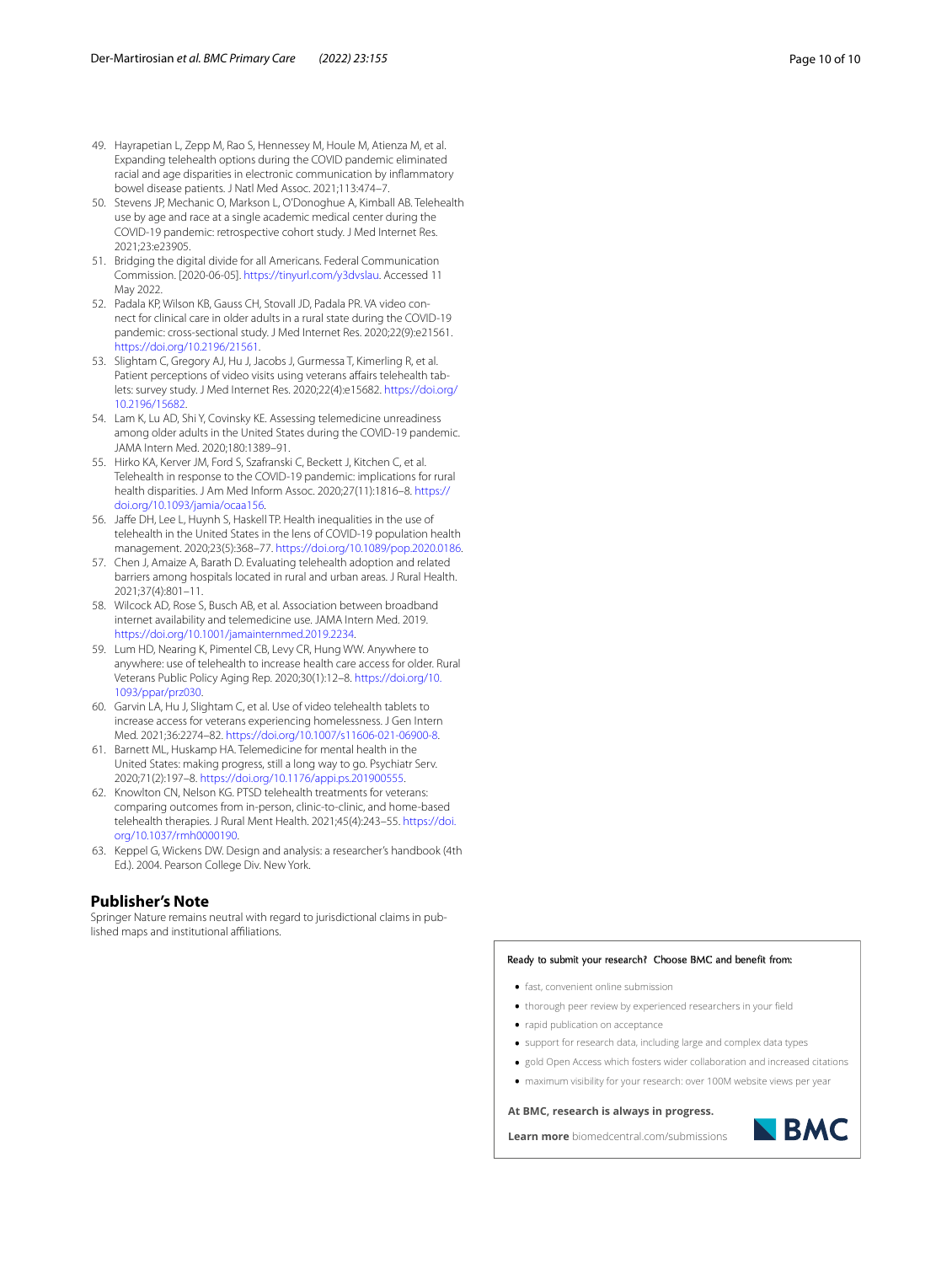49. Hayrapetian L, Zepp M, Rao S, Hennessey M, Houle M, Atienza M, et al. Expanding telehealth options during the COVID pandemic eliminated racial and age disparities in electronic communication by inflammatory bowel disease patients. J Natl Med Assoc. 2021;113:474–7.
50. Stevens JP, Mechanic O, Markson L, O'Donoghue A, Kimball AB. Telehealth use by age and race at a single academic medical center during the COVID-19 pandemic: retrospective cohort study. J Med Internet Res. 2021;23:e23905.
51. Bridging the digital divide for all Americans. Federal Communication Commission. [2020-06-05]. https://tinyurl.com/y3dvslau. Accessed 11 May 2022.
52. Padala KP, Wilson KB, Gauss CH, Stovall JD, Padala PR. VA video connect for clinical care in older adults in a rural state during the COVID-19 pandemic: cross-sectional study. J Med Internet Res. 2020;22(9):e21561. https://doi.org/10.2196/21561.
53. Slightam C, Gregory AJ, Hu J, Jacobs J, Gurmessa T, Kimerling R, et al. Patient perceptions of video visits using veterans affairs telehealth tablets: survey study. J Med Internet Res. 2020;22(4):e15682. https://doi.org/10.2196/15682.
54. Lam K, Lu AD, Shi Y, Covinsky KE. Assessing telemedicine unreadiness among older adults in the United States during the COVID-19 pandemic. JAMA Intern Med. 2020;180:1389–91.
55. Hirko KA, Kerver JM, Ford S, Szafranski C, Beckett J, Kitchen C, et al. Telehealth in response to the COVID-19 pandemic: implications for rural health disparities. J Am Med Inform Assoc. 2020;27(11):1816–8. https://doi.org/10.1093/jamia/ocaa156.
56. Jaffe DH, Lee L, Huynh S, Haskell TP. Health inequalities in the use of telehealth in the United States in the lens of COVID-19 population health management. 2020;23(5):368–77. https://doi.org/10.1089/pop.2020.0186.
57. Chen J, Amaize A, Barath D. Evaluating telehealth adoption and related barriers among hospitals located in rural and urban areas. J Rural Health. 2021;37(4):801–11.
58. Wilcock AD, Rose S, Busch AB, et al. Association between broadband internet availability and telemedicine use. JAMA Intern Med. 2019. https://doi.org/10.1001/jamainternmed.2019.2234.
59. Lum HD, Nearing K, Pimentel CB, Levy CR, Hung WW. Anywhere to anywhere: use of telehealth to increase health care access for older. Rural Veterans Public Policy Aging Rep. 2020;30(1):12–8. https://doi.org/10.1093/ppar/prz030.
60. Garvin LA, Hu J, Slightam C, et al. Use of video telehealth tablets to increase access for veterans experiencing homelessness. J Gen Intern Med. 2021;36:2274–82. https://doi.org/10.1007/s11606-021-06900-8.
61. Barnett ML, Huskamp HA. Telemedicine for mental health in the United States: making progress, still a long way to go. Psychiatr Serv. 2020;71(2):197–8. https://doi.org/10.1176/appi.ps.201900555.
62. Knowlton CN, Nelson KG. PTSD telehealth treatments for veterans: comparing outcomes from in-person, clinic-to-clinic, and home-based telehealth therapies. J Rural Ment Health. 2021;45(4):243–55. https://doi.org/10.1037/rmh0000190.
63. Keppel G, Wickens DW. Design and analysis: a researcher's handbook (4th Ed.). 2004. Pearson College Div. New York.

## Publisher's Note

Springer Nature remains neutral with regard to jurisdictional claims in published maps and institutional affiliations.

Ready to submit your research? Choose BMC and benefit from:

- fast, convenient online submission
- thorough peer review by experienced researchers in your field
- rapid publication on acceptance
- support for research data, including large and complex data types
- gold Open Access which fosters wider collaboration and increased citations
- maximum visibility for your research: over 100M website views per year

**At BMC, research is always in progress.**

**Learn more** biomedcentral.com/submissions

BMC